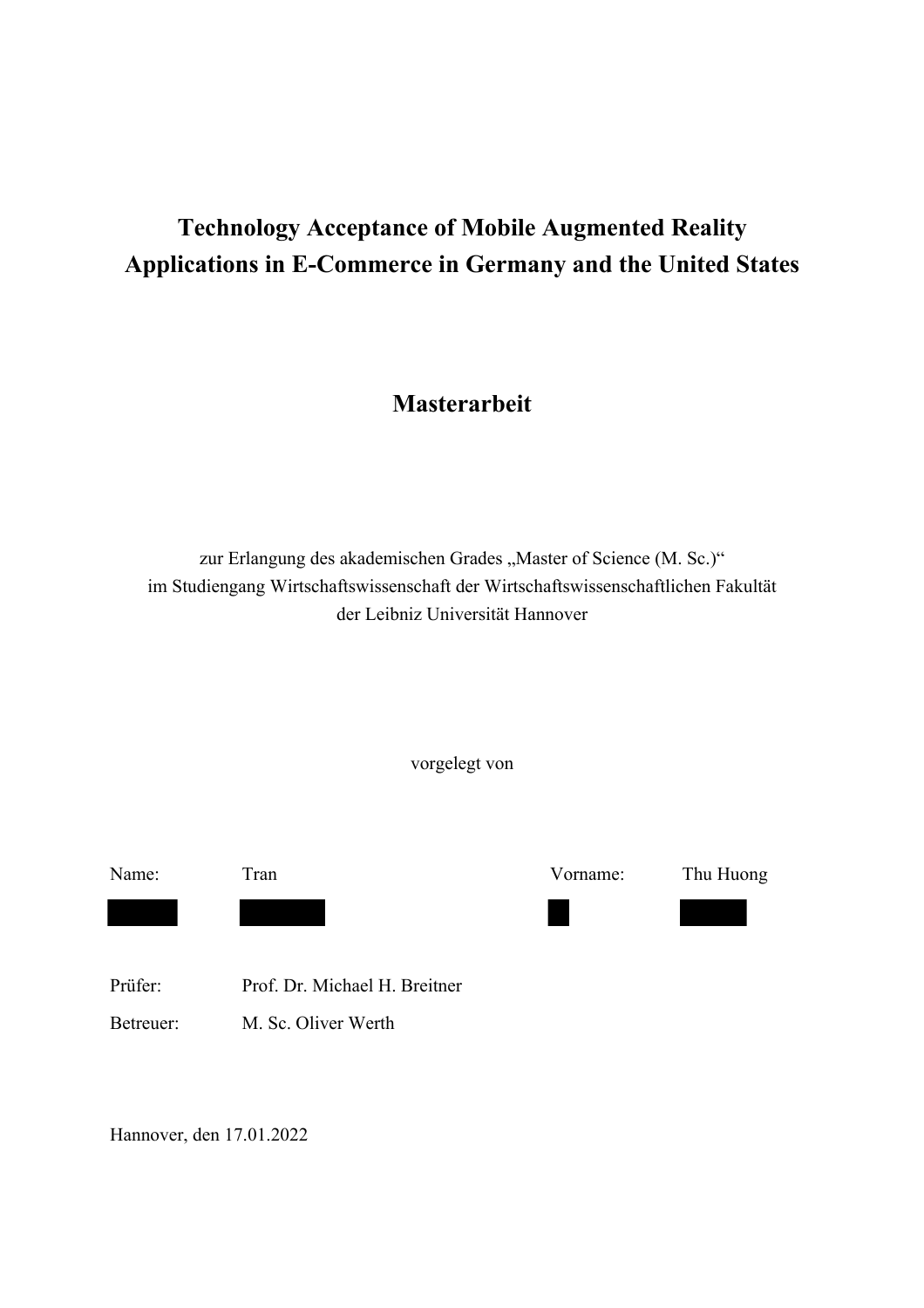# Technology Acceptance of Mobile Augmented Reality Applications in E-Commerce in Germany and the United States

## Masterarbeit

zur Erlangung des akademischen Grades „Master of Science (M. Sc.)"
im Studiengang Wirtschaftswissenschaft der Wirtschaftswissenschaftlichen Fakultät
der Leibniz Universität Hannover

vorgelegt von

| Name: | Tran | Vorname: | Thu Huong |
|---|---|---|---|

Prüfer: Prof. Dr. Michael H. Breitner

Betreuer: M. Sc. Oliver Werth

Hannover, den 17.01.2022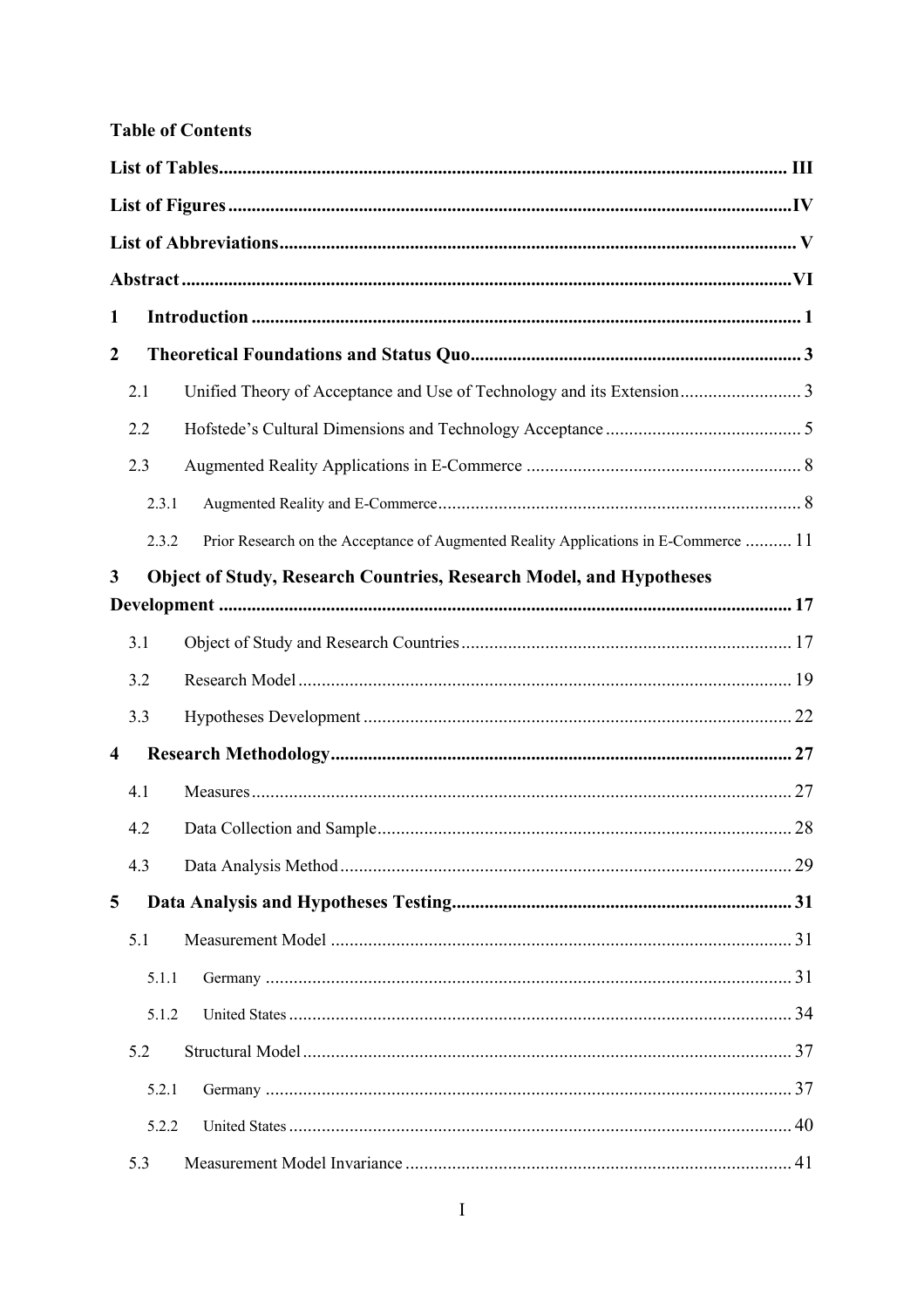**Table of Contents**

**List of Tables** ..... III

**List of Figures** ..... IV

**List of Abbreviations** ..... V

**Abstract** ..... VI

**1 Introduction** ..... 1

**2 Theoretical Foundations and Status Quo** ..... 3

- 2.1 Unified Theory of Acceptance and Use of Technology and its Extension ..... 3
- 2.2 Hofstede's Cultural Dimensions and Technology Acceptance ..... 5
- 2.3 Augmented Reality Applications in E-Commerce ..... 8
  - 2.3.1 Augmented Reality and E-Commerce ..... 8
  - 2.3.2 Prior Research on the Acceptance of Augmented Reality Applications in E-Commerce ..... 11

**3 Object of Study, Research Countries, Research Model, and Hypotheses Development** ..... 17

- 3.1 Object of Study and Research Countries ..... 17
- 3.2 Research Model ..... 19
- 3.3 Hypotheses Development ..... 22

**4 Research Methodology** ..... 27

- 4.1 Measures ..... 27
- 4.2 Data Collection and Sample ..... 28
- 4.3 Data Analysis Method ..... 29

**5 Data Analysis and Hypotheses Testing** ..... 31

- 5.1 Measurement Model ..... 31
  - 5.1.1 Germany ..... 31
  - 5.1.2 United States ..... 34
- 5.2 Structural Model ..... 37
  - 5.2.1 Germany ..... 37
  - 5.2.2 United States ..... 40
- 5.3 Measurement Model Invariance ..... 41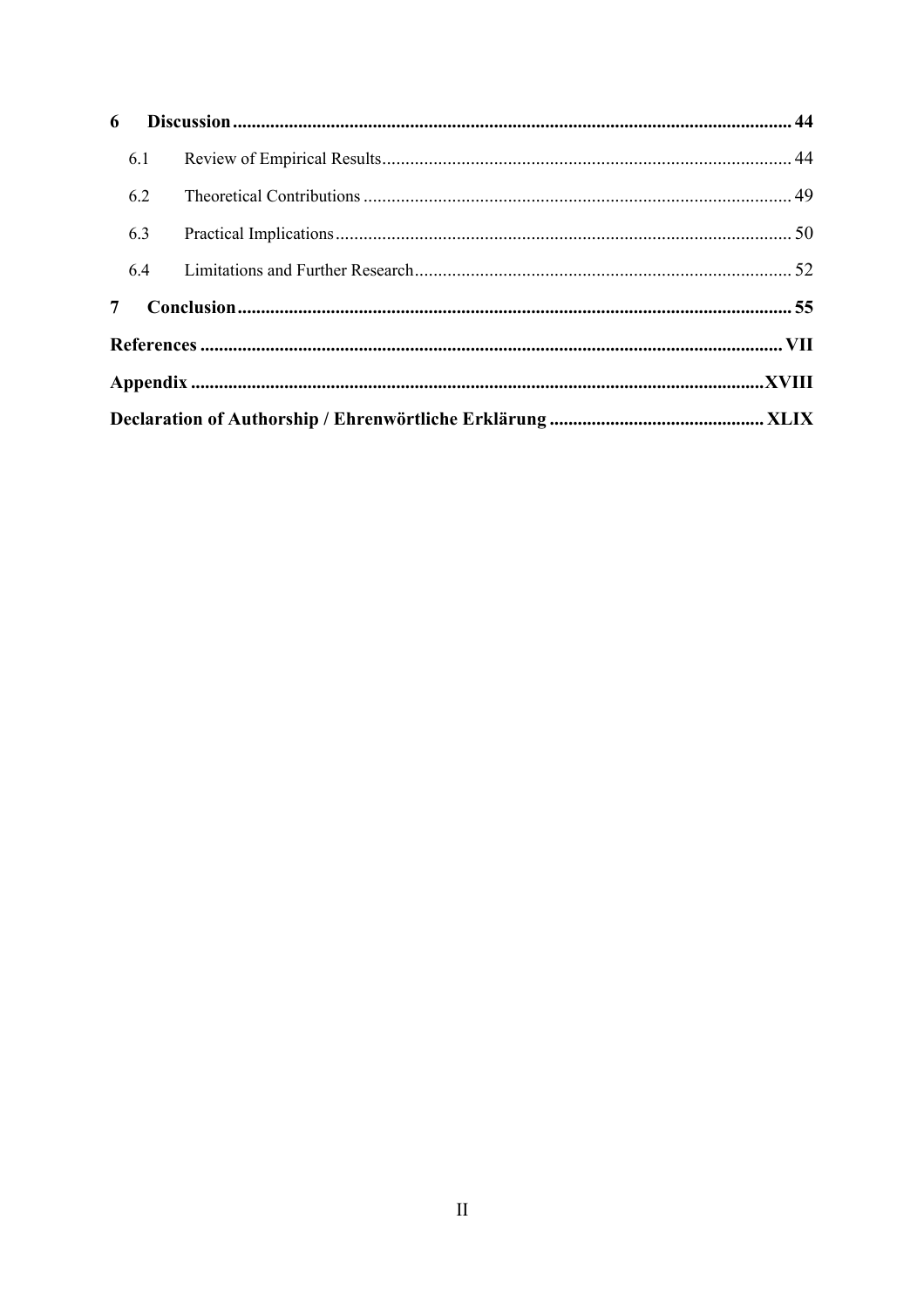**6 Discussion ........ 44**

- 6.1 Review of Empirical Results ........ 44
- 6.2 Theoretical Contributions ........ 49
- 6.3 Practical Implications ........ 50
- 6.4 Limitations and Further Research ........ 52

**7 Conclusion ........ 55**

**References ........ VII**

**Appendix ........ XVIII**

**Declaration of Authorship / Ehrenwörtliche Erklärung ........ XLIX**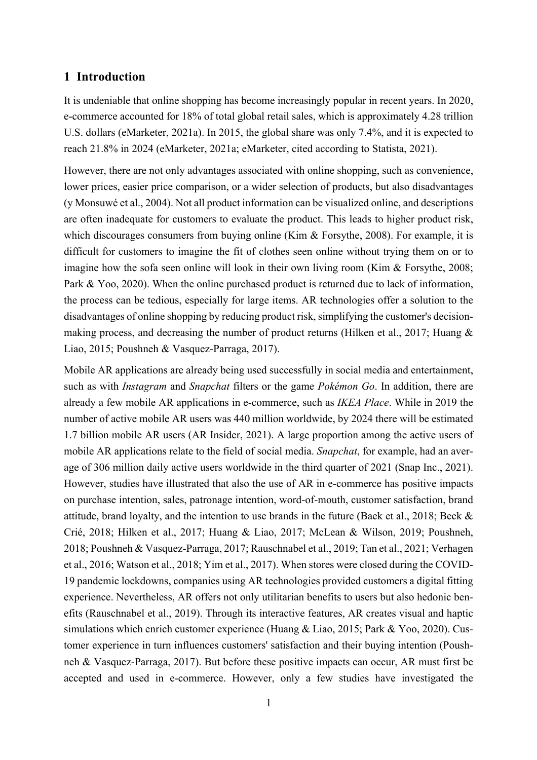# 1 Introduction

It is undeniable that online shopping has become increasingly popular in recent years. In 2020, e-commerce accounted for 18% of total global retail sales, which is approximately 4.28 trillion U.S. dollars (eMarketer, 2021a). In 2015, the global share was only 7.4%, and it is expected to reach 21.8% in 2024 (eMarketer, 2021a; eMarketer, cited according to Statista, 2021).

However, there are not only advantages associated with online shopping, such as convenience, lower prices, easier price comparison, or a wider selection of products, but also disadvantages (y Monsuwé et al., 2004). Not all product information can be visualized online, and descriptions are often inadequate for customers to evaluate the product. This leads to higher product risk, which discourages consumers from buying online (Kim & Forsythe, 2008). For example, it is difficult for customers to imagine the fit of clothes seen online without trying them on or to imagine how the sofa seen online will look in their own living room (Kim & Forsythe, 2008; Park & Yoo, 2020). When the online purchased product is returned due to lack of information, the process can be tedious, especially for large items. AR technologies offer a solution to the disadvantages of online shopping by reducing product risk, simplifying the customer's decision-making process, and decreasing the number of product returns (Hilken et al., 2017; Huang & Liao, 2015; Poushneh & Vasquez-Parraga, 2017).

Mobile AR applications are already being used successfully in social media and entertainment, such as with *Instagram* and *Snapchat* filters or the game *Pokémon Go*. In addition, there are already a few mobile AR applications in e-commerce, such as *IKEA Place*. While in 2019 the number of active mobile AR users was 440 million worldwide, by 2024 there will be estimated 1.7 billion mobile AR users (AR Insider, 2021). A large proportion among the active users of mobile AR applications relate to the field of social media. *Snapchat*, for example, had an average of 306 million daily active users worldwide in the third quarter of 2021 (Snap Inc., 2021). However, studies have illustrated that also the use of AR in e-commerce has positive impacts on purchase intention, sales, patronage intention, word-of-mouth, customer satisfaction, brand attitude, brand loyalty, and the intention to use brands in the future (Baek et al., 2018; Beck & Crié, 2018; Hilken et al., 2017; Huang & Liao, 2017; McLean & Wilson, 2019; Poushneh, 2018; Poushneh & Vasquez-Parraga, 2017; Rauschnabel et al., 2019; Tan et al., 2021; Verhagen et al., 2016; Watson et al., 2018; Yim et al., 2017). When stores were closed during the COVID-19 pandemic lockdowns, companies using AR technologies provided customers a digital fitting experience. Nevertheless, AR offers not only utilitarian benefits to users but also hedonic benefits (Rauschnabel et al., 2019). Through its interactive features, AR creates visual and haptic simulations which enrich customer experience (Huang & Liao, 2015; Park & Yoo, 2020). Customer experience in turn influences customers' satisfaction and their buying intention (Poushneh & Vasquez-Parraga, 2017). But before these positive impacts can occur, AR must first be accepted and used in e-commerce. However, only a few studies have investigated the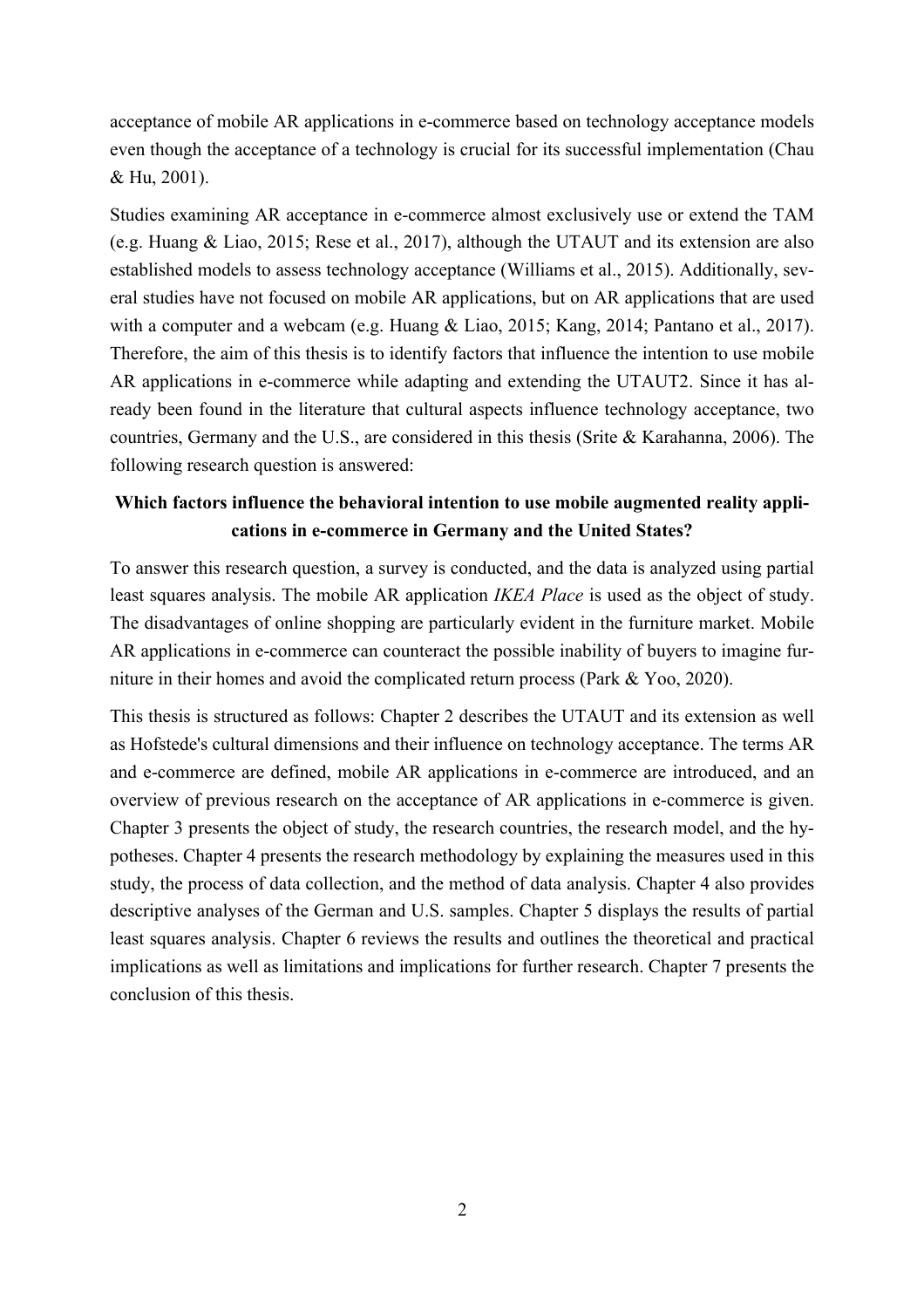acceptance of mobile AR applications in e-commerce based on technology acceptance models even though the acceptance of a technology is crucial for its successful implementation (Chau & Hu, 2001).

Studies examining AR acceptance in e-commerce almost exclusively use or extend the TAM (e.g. Huang & Liao, 2015; Rese et al., 2017), although the UTAUT and its extension are also established models to assess technology acceptance (Williams et al., 2015). Additionally, several studies have not focused on mobile AR applications, but on AR applications that are used with a computer and a webcam (e.g. Huang & Liao, 2015; Kang, 2014; Pantano et al., 2017). Therefore, the aim of this thesis is to identify factors that influence the intention to use mobile AR applications in e-commerce while adapting and extending the UTAUT2. Since it has already been found in the literature that cultural aspects influence technology acceptance, two countries, Germany and the U.S., are considered in this thesis (Srite & Karahanna, 2006). The following research question is answered:

**Which factors influence the behavioral intention to use mobile augmented reality applications in e-commerce in Germany and the United States?**

To answer this research question, a survey is conducted, and the data is analyzed using partial least squares analysis. The mobile AR application *IKEA Place* is used as the object of study. The disadvantages of online shopping are particularly evident in the furniture market. Mobile AR applications in e-commerce can counteract the possible inability of buyers to imagine furniture in their homes and avoid the complicated return process (Park & Yoo, 2020).

This thesis is structured as follows: Chapter 2 describes the UTAUT and its extension as well as Hofstede's cultural dimensions and their influence on technology acceptance. The terms AR and e-commerce are defined, mobile AR applications in e-commerce are introduced, and an overview of previous research on the acceptance of AR applications in e-commerce is given. Chapter 3 presents the object of study, the research countries, the research model, and the hypotheses. Chapter 4 presents the research methodology by explaining the measures used in this study, the process of data collection, and the method of data analysis. Chapter 4 also provides descriptive analyses of the German and U.S. samples. Chapter 5 displays the results of partial least squares analysis. Chapter 6 reviews the results and outlines the theoretical and practical implications as well as limitations and implications for further research. Chapter 7 presents the conclusion of this thesis.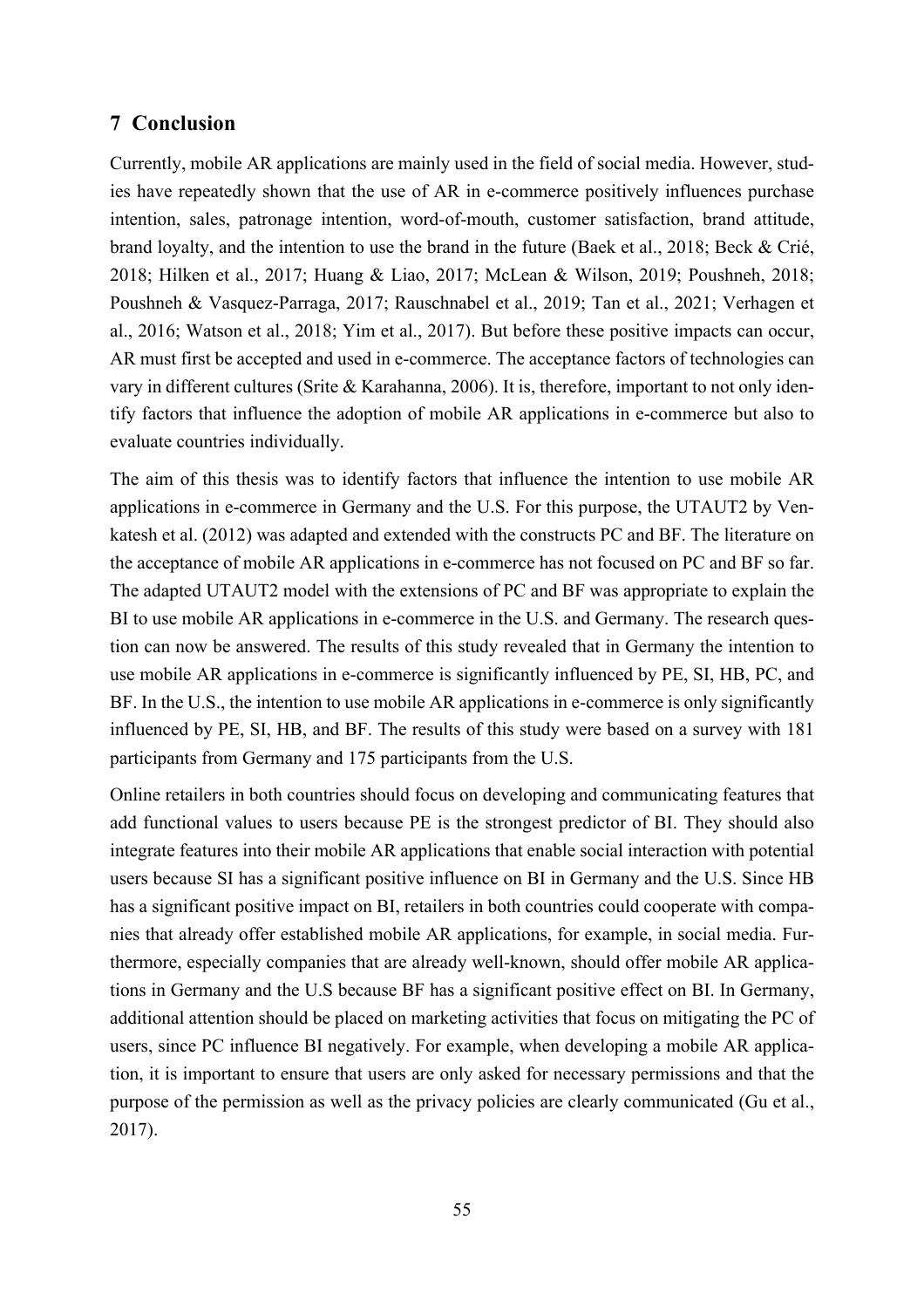## 7 Conclusion

Currently, mobile AR applications are mainly used in the field of social media. However, studies have repeatedly shown that the use of AR in e-commerce positively influences purchase intention, sales, patronage intention, word-of-mouth, customer satisfaction, brand attitude, brand loyalty, and the intention to use the brand in the future (Baek et al., 2018; Beck & Crié, 2018; Hilken et al., 2017; Huang & Liao, 2017; McLean & Wilson, 2019; Poushneh, 2018; Poushneh & Vasquez-Parraga, 2017; Rauschnabel et al., 2019; Tan et al., 2021; Verhagen et al., 2016; Watson et al., 2018; Yim et al., 2017). But before these positive impacts can occur, AR must first be accepted and used in e-commerce. The acceptance factors of technologies can vary in different cultures (Srite & Karahanna, 2006). It is, therefore, important to not only identify factors that influence the adoption of mobile AR applications in e-commerce but also to evaluate countries individually.

The aim of this thesis was to identify factors that influence the intention to use mobile AR applications in e-commerce in Germany and the U.S. For this purpose, the UTAUT2 by Venkatesh et al. (2012) was adapted and extended with the constructs PC and BF. The literature on the acceptance of mobile AR applications in e-commerce has not focused on PC and BF so far. The adapted UTAUT2 model with the extensions of PC and BF was appropriate to explain the BI to use mobile AR applications in e-commerce in the U.S. and Germany. The research question can now be answered. The results of this study revealed that in Germany the intention to use mobile AR applications in e-commerce is significantly influenced by PE, SI, HB, PC, and BF. In the U.S., the intention to use mobile AR applications in e-commerce is only significantly influenced by PE, SI, HB, and BF. The results of this study were based on a survey with 181 participants from Germany and 175 participants from the U.S.

Online retailers in both countries should focus on developing and communicating features that add functional values to users because PE is the strongest predictor of BI. They should also integrate features into their mobile AR applications that enable social interaction with potential users because SI has a significant positive influence on BI in Germany and the U.S. Since HB has a significant positive impact on BI, retailers in both countries could cooperate with companies that already offer established mobile AR applications, for example, in social media. Furthermore, especially companies that are already well-known, should offer mobile AR applications in Germany and the U.S because BF has a significant positive effect on BI. In Germany, additional attention should be placed on marketing activities that focus on mitigating the PC of users, since PC influence BI negatively. For example, when developing a mobile AR application, it is important to ensure that users are only asked for necessary permissions and that the purpose of the permission as well as the privacy policies are clearly communicated (Gu et al., 2017).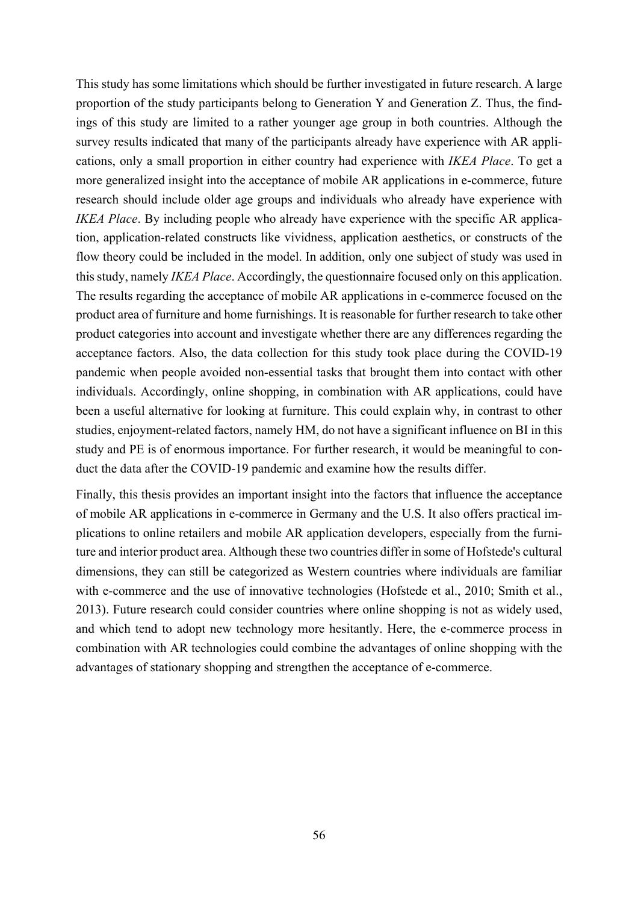This study has some limitations which should be further investigated in future research. A large proportion of the study participants belong to Generation Y and Generation Z. Thus, the findings of this study are limited to a rather younger age group in both countries. Although the survey results indicated that many of the participants already have experience with AR applications, only a small proportion in either country had experience with *IKEA Place*. To get a more generalized insight into the acceptance of mobile AR applications in e-commerce, future research should include older age groups and individuals who already have experience with *IKEA Place*. By including people who already have experience with the specific AR application, application-related constructs like vividness, application aesthetics, or constructs of the flow theory could be included in the model. In addition, only one subject of study was used in this study, namely *IKEA Place*. Accordingly, the questionnaire focused only on this application. The results regarding the acceptance of mobile AR applications in e-commerce focused on the product area of furniture and home furnishings. It is reasonable for further research to take other product categories into account and investigate whether there are any differences regarding the acceptance factors. Also, the data collection for this study took place during the COVID-19 pandemic when people avoided non-essential tasks that brought them into contact with other individuals. Accordingly, online shopping, in combination with AR applications, could have been a useful alternative for looking at furniture. This could explain why, in contrast to other studies, enjoyment-related factors, namely HM, do not have a significant influence on BI in this study and PE is of enormous importance. For further research, it would be meaningful to conduct the data after the COVID-19 pandemic and examine how the results differ.

Finally, this thesis provides an important insight into the factors that influence the acceptance of mobile AR applications in e-commerce in Germany and the U.S. It also offers practical implications to online retailers and mobile AR application developers, especially from the furniture and interior product area. Although these two countries differ in some of Hofstede's cultural dimensions, they can still be categorized as Western countries where individuals are familiar with e-commerce and the use of innovative technologies (Hofstede et al., 2010; Smith et al., 2013). Future research could consider countries where online shopping is not as widely used, and which tend to adopt new technology more hesitantly. Here, the e-commerce process in combination with AR technologies could combine the advantages of online shopping with the advantages of stationary shopping and strengthen the acceptance of e-commerce.